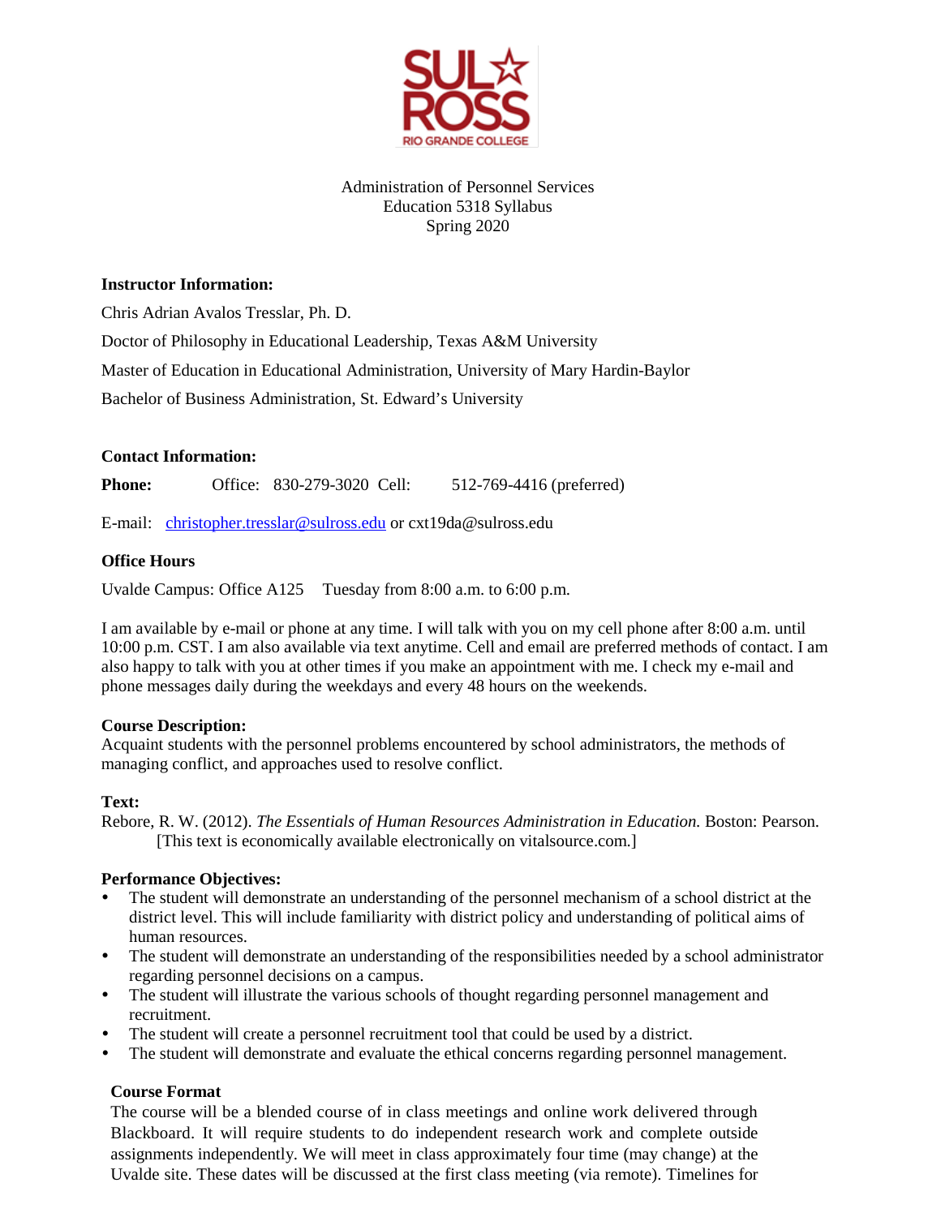Administration of Personnel Services
Education 5318 Syllabus
Spring 2020

**Instructor Information:**

Chris Adrian Avalos Tresslar, Ph. D.

Doctor of Philosophy in Educational Leadership, Texas A&M University

Master of Education in Educational Administration, University of Mary Hardin-Baylor

Bachelor of Business Administration, St. Edward's University

**Contact Information:**

**Phone:** Office: 830-279-3020 Cell: 512-769-4416 (preferred)

E-mail: christopher.tresslar@sulross.edu or cxt19da@sulross.edu

**Office Hours**

Uvalde Campus: Office A125 Tuesday from 8:00 a.m. to 6:00 p.m.

I am available by e-mail or phone at any time. I will talk with you on my cell phone after 8:00 a.m. until 10:00 p.m. CST. I am also available via text anytime. Cell and email are preferred methods of contact. I am also happy to talk with you at other times if you make an appointment with me. I check my e-mail and phone messages daily during the weekdays and every 48 hours on the weekends.

**Course Description:**
Acquaint students with the personnel problems encountered by school administrators, the methods of managing conflict, and approaches used to resolve conflict.

**Text:**
Rebore, R. W. (2012). *The Essentials of Human Resources Administration in Education.* Boston: Pearson. [This text is economically available electronically on vitalsource.com.]

**Performance Objectives:**

- The student will demonstrate an understanding of the personnel mechanism of a school district at the district level. This will include familiarity with district policy and understanding of political aims of human resources.
- The student will demonstrate an understanding of the responsibilities needed by a school administrator regarding personnel decisions on a campus.
- The student will illustrate the various schools of thought regarding personnel management and recruitment.
- The student will create a personnel recruitment tool that could be used by a district.
- The student will demonstrate and evaluate the ethical concerns regarding personnel management.

**Course Format**

The course will be a blended course of in class meetings and online work delivered through Blackboard. It will require students to do independent research work and complete outside assignments independently. We will meet in class approximately four time (may change) at the Uvalde site. These dates will be discussed at the first class meeting (via remote). Timelines for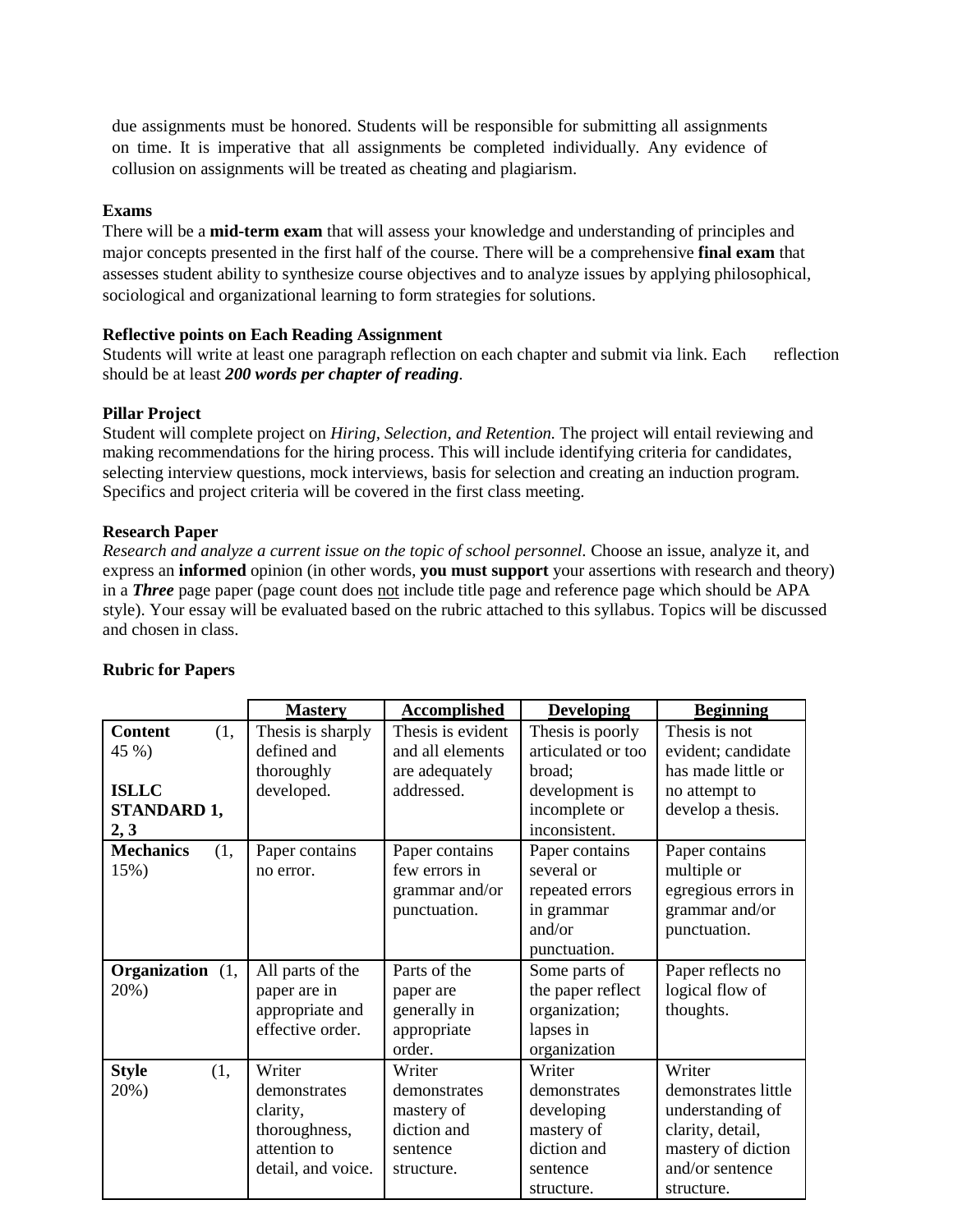due assignments must be honored. Students will be responsible for submitting all assignments on time. It is imperative that all assignments be completed individually. Any evidence of collusion on assignments will be treated as cheating and plagiarism.

**Exams**

There will be a **mid-term exam** that will assess your knowledge and understanding of principles and major concepts presented in the first half of the course. There will be a comprehensive **final exam** that assesses student ability to synthesize course objectives and to analyze issues by applying philosophical, sociological and organizational learning to form strategies for solutions.

**Reflective points on Each Reading Assignment**

Students will write at least one paragraph reflection on each chapter and submit via link. Each reflection should be at least ***200 words per chapter of reading***.

**Pillar Project**

Student will complete project on *Hiring, Selection, and Retention.* The project will entail reviewing and making recommendations for the hiring process. This will include identifying criteria for candidates, selecting interview questions, mock interviews, basis for selection and creating an induction program. Specifics and project criteria will be covered in the first class meeting.

**Research Paper**

*Research and analyze a current issue on the topic of school personnel.* Choose an issue, analyze it, and express an **informed** opinion (in other words, **you must support** your assertions with research and theory) in a ***Three*** page paper (page count does <u>not</u> include title page and reference page which should be APA style). Your essay will be evaluated based on the rubric attached to this syllabus. Topics will be discussed and chosen in class.

**Rubric for Papers**

| | **Mastery** | **Accomplished** | **Developing** | **Beginning** |
|---|---|---|---|---|
| **Content** (1, 45 %)<br><br>**ISLLC STANDARD 1, 2, 3** | Thesis is sharply defined and thoroughly developed. | Thesis is evident and all elements are adequately addressed. | Thesis is poorly articulated or too broad; development is incomplete or inconsistent. | Thesis is not evident; candidate has made little or no attempt to develop a thesis. |
| **Mechanics** (1, 15%) | Paper contains no error. | Paper contains few errors in grammar and/or punctuation. | Paper contains several or repeated errors in grammar and/or punctuation. | Paper contains multiple or egregious errors in grammar and/or punctuation. |
| **Organization** (1, 20%) | All parts of the paper are in appropriate and effective order. | Parts of the paper are generally in appropriate order. | Some parts of the paper reflect organization; lapses in organization | Paper reflects no logical flow of thoughts. |
| **Style** (1, 20%) | Writer demonstrates clarity, thoroughness, attention to detail, and voice. | Writer demonstrates mastery of diction and sentence structure. | Writer demonstrates developing mastery of diction and sentence structure. | Writer demonstrates little understanding of clarity, detail, mastery of diction and/or sentence structure. |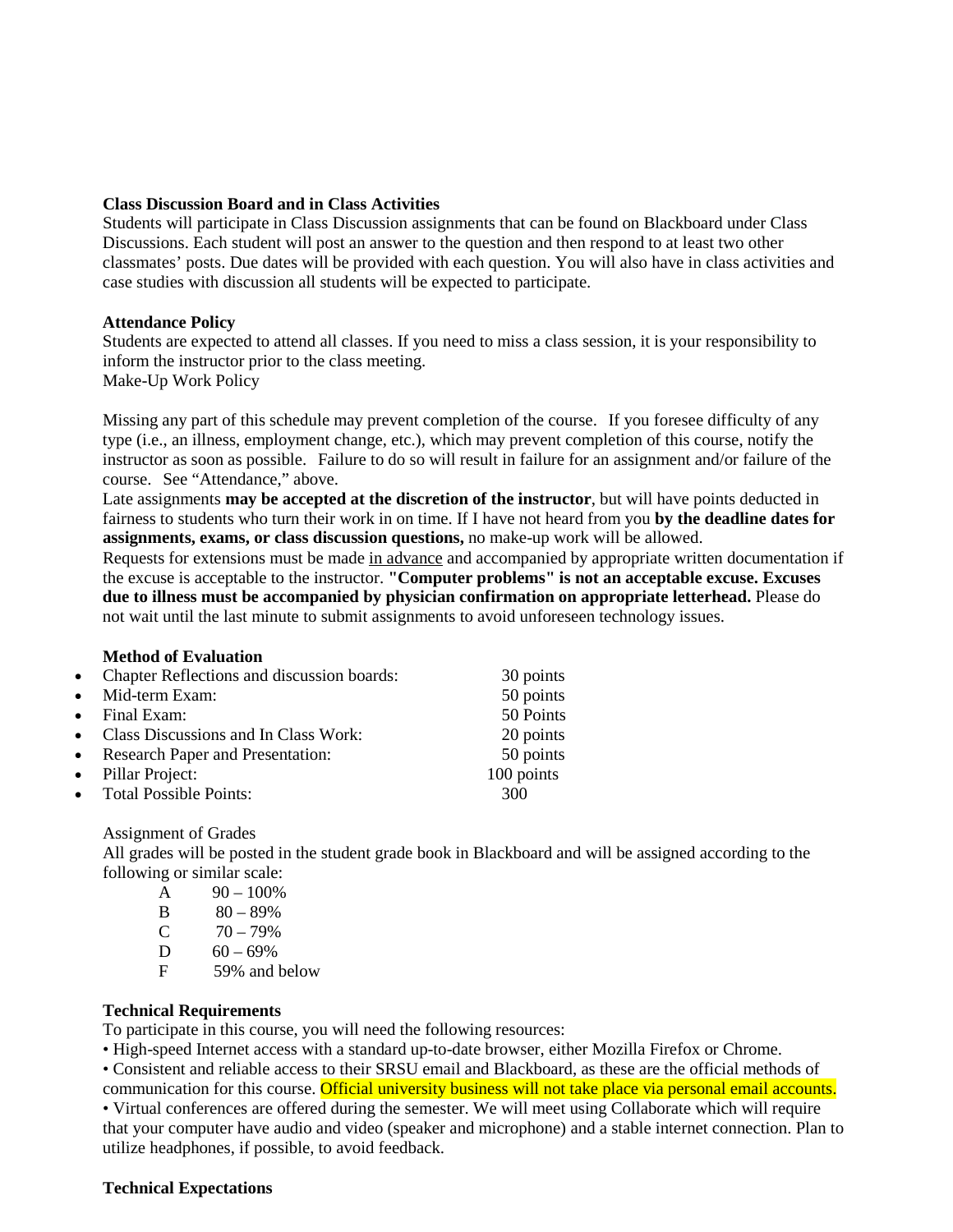**Class Discussion Board and in Class Activities**
Students will participate in Class Discussion assignments that can be found on Blackboard under Class Discussions. Each student will post an answer to the question and then respond to at least two other classmates' posts. Due dates will be provided with each question. You will also have in class activities and case studies with discussion all students will be expected to participate.

**Attendance Policy**
Students are expected to attend all classes. If you need to miss a class session, it is your responsibility to inform the instructor prior to the class meeting.
Make-Up Work Policy

Missing any part of this schedule may prevent completion of the course. If you foresee difficulty of any type (i.e., an illness, employment change, etc.), which may prevent completion of this course, notify the instructor as soon as possible. Failure to do so will result in failure for an assignment and/or failure of the course. See "Attendance," above.
Late assignments **may be accepted at the discretion of the instructor**, but will have points deducted in fairness to students who turn their work in on time. If I have not heard from you **by the deadline dates for assignments, exams, or class discussion questions,** no make-up work will be allowed.
Requests for extensions must be made <u>in advance</u> and accompanied by appropriate written documentation if the excuse is acceptable to the instructor. **"Computer problems" is not an acceptable excuse. Excuses due to illness must be accompanied by physician confirmation on appropriate letterhead.** Please do not wait until the last minute to submit assignments to avoid unforeseen technology issues.

**Method of Evaluation**

- Chapter Reflections and discussion boards: 30 points
- Mid-term Exam: 50 points
- Final Exam: 50 Points
- Class Discussions and In Class Work: 20 points
- Research Paper and Presentation: 50 points
- Pillar Project: 100 points
- Total Possible Points: 300

Assignment of Grades
All grades will be posted in the student grade book in Blackboard and will be assigned according to the following or similar scale:

| | |
|---|---|
| A | 90 – 100% |
| B | 80 – 89% |
| C | 70 – 79% |
| D | 60 – 69% |
| F | 59% and below |

**Technical Requirements**
To participate in this course, you will need the following resources:
• High-speed Internet access with a standard up-to-date browser, either Mozilla Firefox or Chrome.
• Consistent and reliable access to their SRSU email and Blackboard, as these are the official methods of communication for this course. Official university business will not take place via personal email accounts.
• Virtual conferences are offered during the semester. We will meet using Collaborate which will require that your computer have audio and video (speaker and microphone) and a stable internet connection. Plan to utilize headphones, if possible, to avoid feedback.

**Technical Expectations**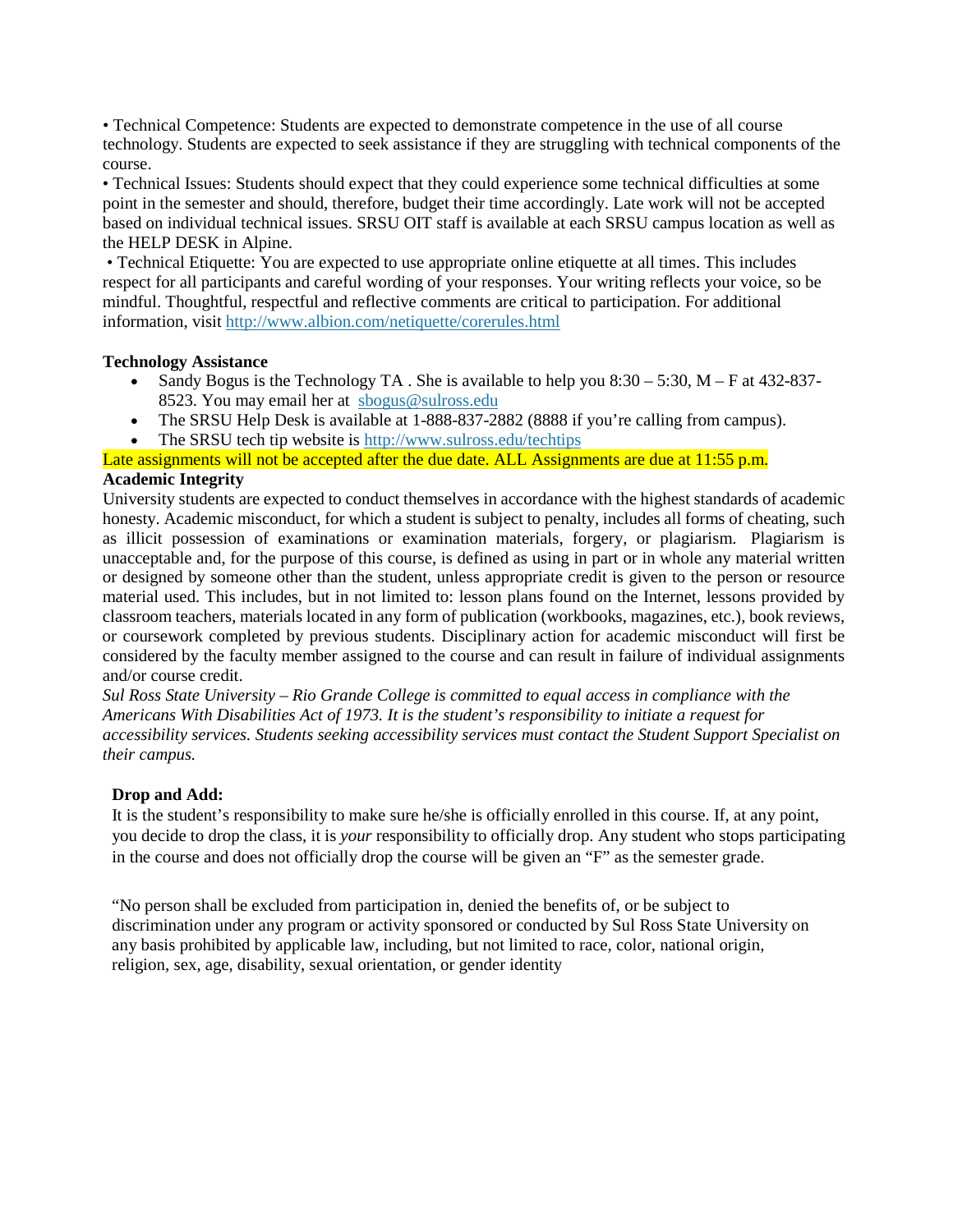• Technical Competence: Students are expected to demonstrate competence in the use of all course technology. Students are expected to seek assistance if they are struggling with technical components of the course.

• Technical Issues: Students should expect that they could experience some technical difficulties at some point in the semester and should, therefore, budget their time accordingly. Late work will not be accepted based on individual technical issues. SRSU OIT staff is available at each SRSU campus location as well as the HELP DESK in Alpine.

• Technical Etiquette: You are expected to use appropriate online etiquette at all times. This includes respect for all participants and careful wording of your responses. Your writing reflects your voice, so be mindful. Thoughtful, respectful and reflective comments are critical to participation. For additional information, visit http://www.albion.com/netiquette/corerules.html

**Technology Assistance**

- Sandy Bogus is the Technology TA . She is available to help you 8:30 – 5:30, M – F at 432-837-8523. You may email her at sbogus@sulross.edu
- The SRSU Help Desk is available at 1-888-837-2882 (8888 if you're calling from campus).
- The SRSU tech tip website is http://www.sulross.edu/techtips

Late assignments will not be accepted after the due date. ALL Assignments are due at 11:55 p.m.

**Academic Integrity**

University students are expected to conduct themselves in accordance with the highest standards of academic honesty. Academic misconduct, for which a student is subject to penalty, includes all forms of cheating, such as illicit possession of examinations or examination materials, forgery, or plagiarism. Plagiarism is unacceptable and, for the purpose of this course, is defined as using in part or in whole any material written or designed by someone other than the student, unless appropriate credit is given to the person or resource material used. This includes, but in not limited to: lesson plans found on the Internet, lessons provided by classroom teachers, materials located in any form of publication (workbooks, magazines, etc.), book reviews, or coursework completed by previous students. Disciplinary action for academic misconduct will first be considered by the faculty member assigned to the course and can result in failure of individual assignments and/or course credit.

*Sul Ross State University – Rio Grande College is committed to equal access in compliance with the Americans With Disabilities Act of 1973. It is the student's responsibility to initiate a request for accessibility services. Students seeking accessibility services must contact the Student Support Specialist on their campus.*

**Drop and Add:**

It is the student's responsibility to make sure he/she is officially enrolled in this course. If, at any point, you decide to drop the class, it is *your* responsibility to officially drop. Any student who stops participating in the course and does not officially drop the course will be given an "F" as the semester grade.

"No person shall be excluded from participation in, denied the benefits of, or be subject to discrimination under any program or activity sponsored or conducted by Sul Ross State University on any basis prohibited by applicable law, including, but not limited to race, color, national origin, religion, sex, age, disability, sexual orientation, or gender identity